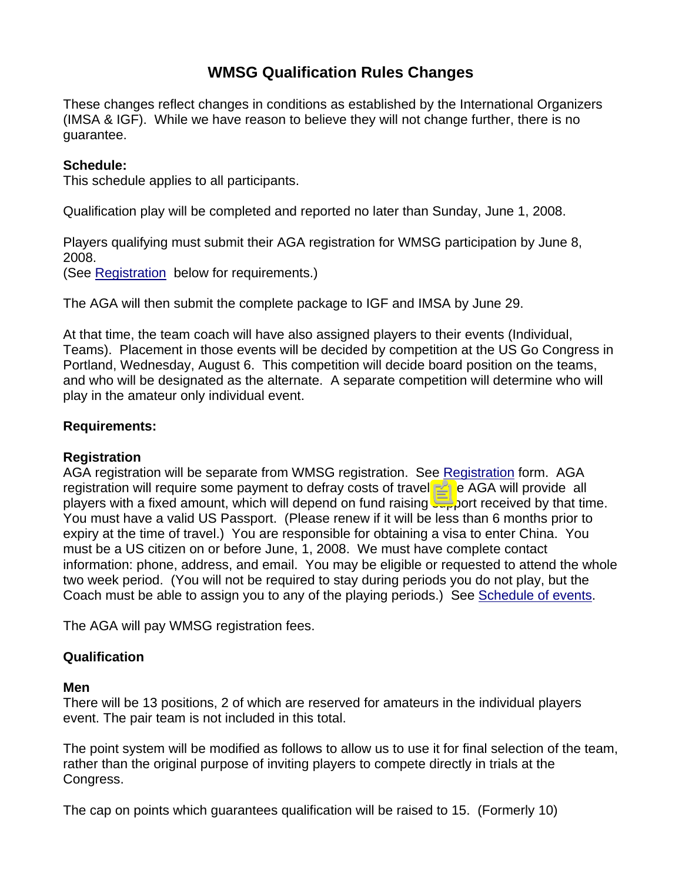# WMSG Qualification Rules Changes

These changes reflect changes in conditions as established by the International Organizers (IMSA & IGF). While we have reason to believe they will not change further, there is no guarantee.

**Schedule:**
This schedule applies to all participants.

Qualification play will be completed and reported no later than Sunday, June 1, 2008.

Players qualifying must submit their AGA registration for WMSG participation by June 8, 2008.
(See Registration below for requirements.)

The AGA will then submit the complete package to IGF and IMSA by June 29.

At that time, the team coach will have also assigned players to their events (Individual, Teams). Placement in those events will be decided by competition at the US Go Congress in Portland, Wednesday, August 6. This competition will decide board position on the teams, and who will be designated as the alternate. A separate competition will determine who will play in the amateur only individual event.

**Requirements:**

**Registration**
AGA registration will be separate from WMSG registration. See Registration form. AGA registration will require some payment to defray costs of travel. The AGA will provide all players with a fixed amount, which will depend on fund raising support received by that time. You must have a valid US Passport. (Please renew if it will be less than 6 months prior to expiry at the time of travel.) You are responsible for obtaining a visa to enter China. You must be a US citizen on or before June, 1, 2008. We must have complete contact information: phone, address, and email. You may be eligible or requested to attend the whole two week period. (You will not be required to stay during periods you do not play, but the Coach must be able to assign you to any of the playing periods.) See Schedule of events.

The AGA will pay WMSG registration fees.

**Qualification**

**Men**
There will be 13 positions, 2 of which are reserved for amateurs in the individual players event. The pair team is not included in this total.

The point system will be modified as follows to allow us to use it for final selection of the team, rather than the original purpose of inviting players to compete directly in trials at the Congress.

The cap on points which guarantees qualification will be raised to 15. (Formerly 10)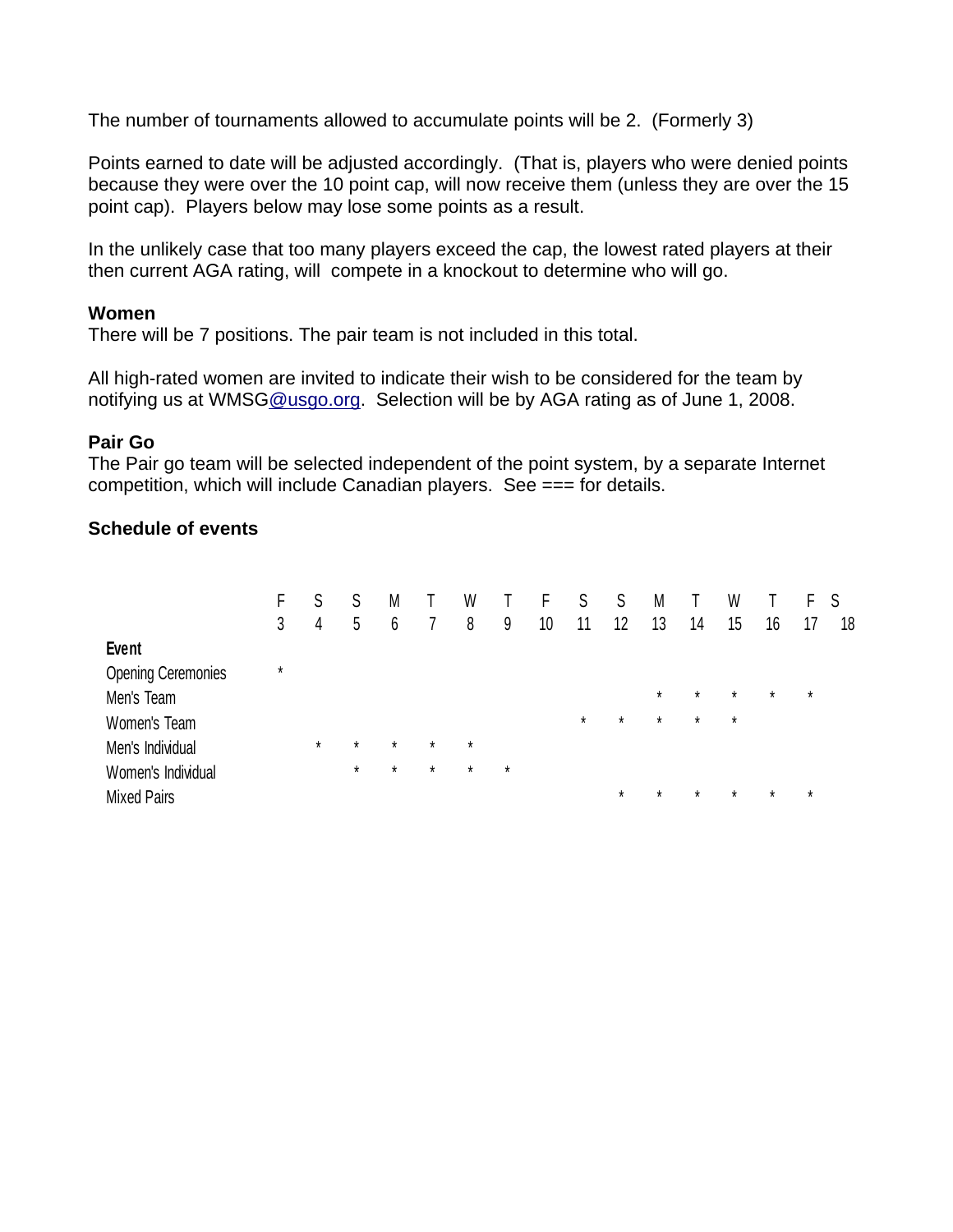The number of tournaments allowed to accumulate points will be 2. (Formerly 3)

Points earned to date will be adjusted accordingly. (That is, players who were denied points because they were over the 10 point cap, will now receive them (unless they are over the 15 point cap). Players below may lose some points as a result.

In the unlikely case that too many players exceed the cap, the lowest rated players at their then current AGA rating, will compete in a knockout to determine who will go.

**Women**
There will be 7 positions. The pair team is not included in this total.

All high-rated women are invited to indicate their wish to be considered for the team by notifying us at WMSG@usgo.org. Selection will be by AGA rating as of June 1, 2008.

**Pair Go**
The Pair go team will be selected independent of the point system, by a separate Internet competition, which will include Canadian players. See === for details.

**Schedule of events**

| | F | S | S | M | T | W | T | F | S | S | M | T | W | T | F | S |
|---|---|---|---|---|---|---|---|---|---|---|---|---|---|---|---|---|
| | 3 | 4 | 5 | 6 | 7 | 8 | 9 | 10 | 11 | 12 | 13 | 14 | 15 | 16 | 17 | 18 |
| **Event** | | | | | | | | | | | | | | | | |
| Opening Ceremonies | * | | | | | | | | | | | | | | | |
| Men's Team | | | | | | | | | | | * | * | * | * | * | |
| Women's Team | | | | | | | | | * | * | * | * | * | | | |
| Men's Individual | | * | * | * | * | * | | | | | | | | | | |
| Women's Individual | | | * | * | * | * | * | | | | | | | | | |
| Mixed Pairs | | | | | | | | | | * | * | * | * | * | * | |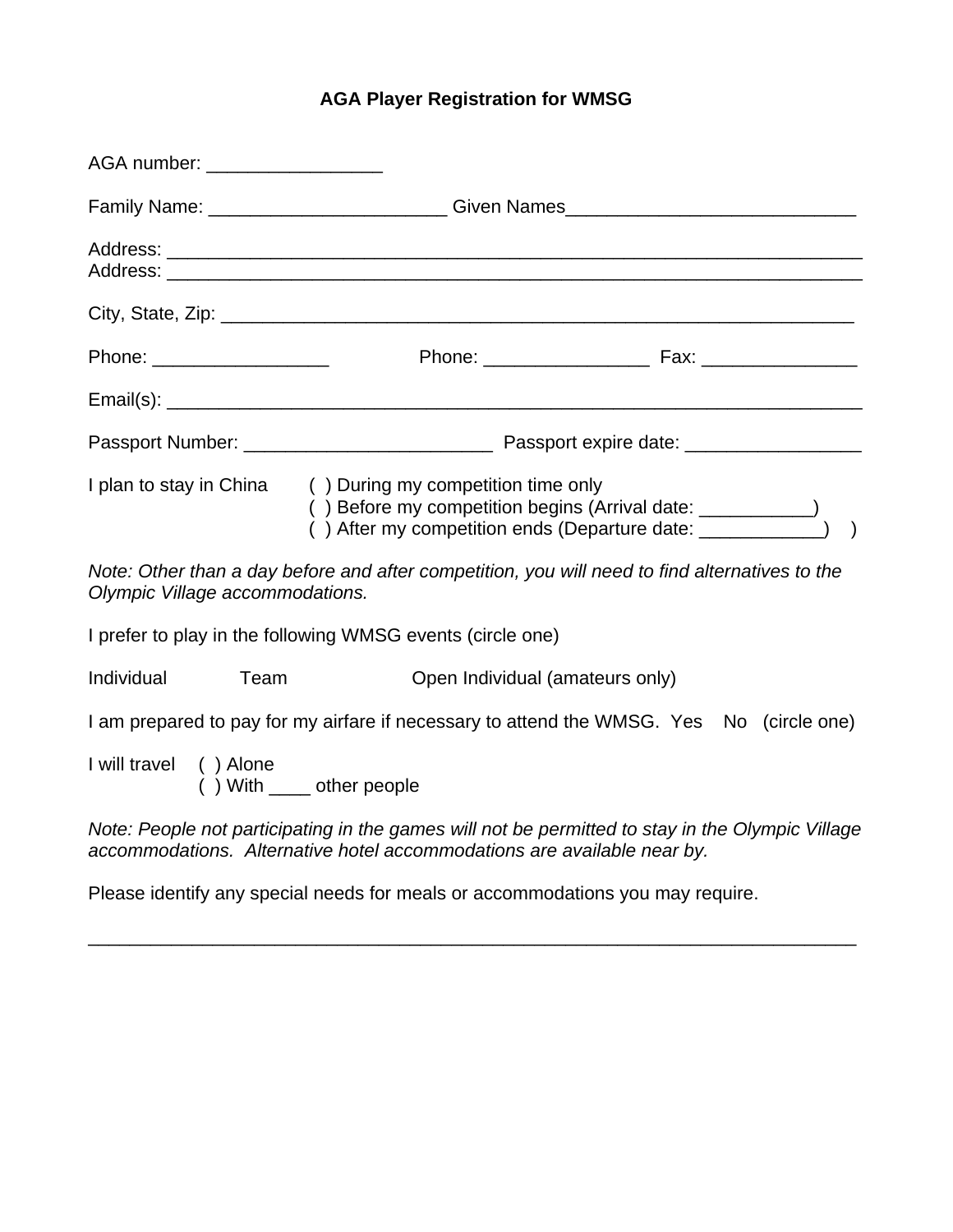# AGA Player Registration for WMSG

AGA number: ________________

Family Name: ______________________ Given Names___________________________

Address: _________________________________________________________________
Address: _________________________________________________________________

City, State, Zip: _____________________________________________________________

Phone: _________________ Phone: ________________ Fax: _______________

Email(s): ________________________________________________________________

Passport Number: ________________________ Passport expire date: ________________

I plan to stay in China
( ) During my competition time only
( ) Before my competition begins (Arrival date: ___________)
( ) After my competition ends (Departure date: ____________) )

*Note: Other than a day before and after competition, you will need to find alternatives to the Olympic Village accommodations.*

I prefer to play in the following WMSG events (circle one)

Individual Team Open Individual (amateurs only)

I am prepared to pay for my airfare if necessary to attend the WMSG. Yes No (circle one)

I will travel ( ) Alone
( ) With ____ other people

*Note: People not participating in the games will not be permitted to stay in the Olympic Village accommodations. Alternative hotel accommodations are available near by.*

Please identify any special needs for meals or accommodations you may require.

__________________________________________________________________________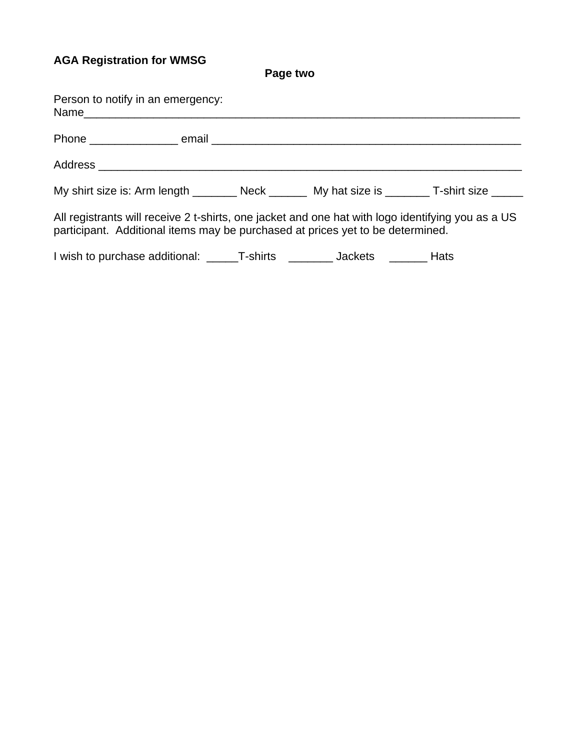**AGA Registration for WMSG**

**Page two**

Person to notify in an emergency:
Name_______________________________________________________________________

Phone ______________ email ________________________________________________

Address _____________________________________________________________________

My shirt size is: Arm length _______ Neck ______ My hat size is _______ T-shirt size _____

All registrants will receive 2 t-shirts, one jacket and one hat with logo identifying you as a US participant. Additional items may be purchased at prices yet to be determined.

I wish to purchase additional: _____T-shirts _______ Jackets ______ Hats